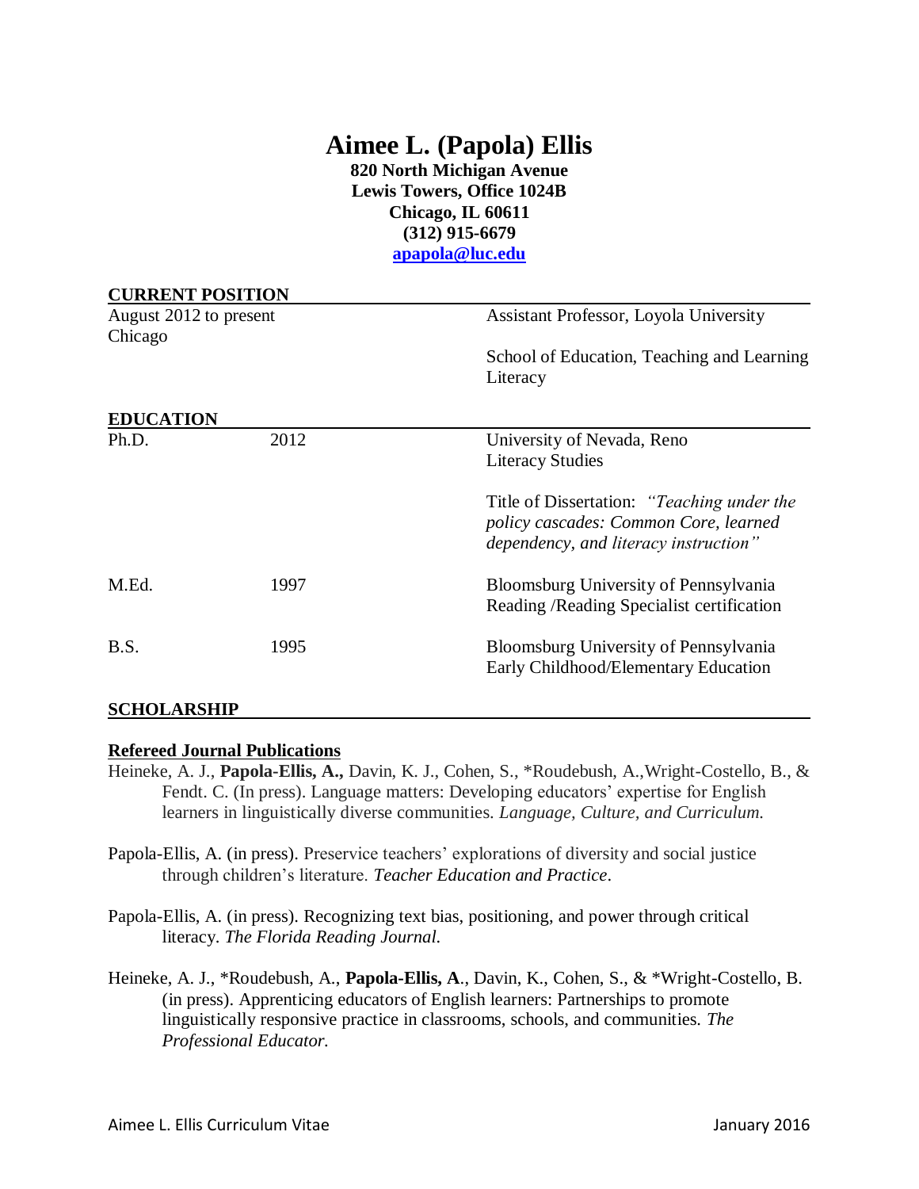# Aimee L. (Papola) Ellis

**820 North Michigan Avenue**
**Lewis Towers, Office 1024B**
**Chicago, IL 60611**
**(312) 915-6679**
**[apapola@luc.edu](mailto:apapola@luc.edu)**

## CURRENT POSITION

| | |
|---|---|
| August 2012 to present | Assistant Professor, Loyola University Chicago<br><br>School of Education, Teaching and Learning Literacy |

## EDUCATION

| | | |
|---|---|---|
| Ph.D. | 2012 | University of Nevada, Reno<br>Literacy Studies<br><br>Title of Dissertation: *"Teaching under the policy cascades: Common Core, learned dependency, and literacy instruction"* |
| M.Ed. | 1997 | Bloomsburg University of Pennsylvania<br>Reading /Reading Specialist certification |
| B.S. | 1995 | Bloomsburg University of Pennsylvania<br>Early Childhood/Elementary Education |

## SCHOLARSHIP

### Refereed Journal Publications

Heineke, A. J., **Papola-Ellis, A.,** Davin, K. J., Cohen, S., *Roudebush, A.,Wright-Costello, B., & Fendt. C. (In press). Language matters: Developing educators' expertise for English learners in linguistically diverse communities. *Language, Culture, and Curriculum.*

Papola-Ellis, A. (in press). Preservice teachers' explorations of diversity and social justice through children's literature. *Teacher Education and Practice*.

Papola-Ellis, A. (in press). Recognizing text bias, positioning, and power through critical literacy. *The Florida Reading Journal.*

Heineke, A. J., *Roudebush, A., **Papola-Ellis, A**., Davin, K., Cohen, S., & *Wright-Costello, B. (in press). Apprenticing educators of English learners: Partnerships to promote linguistically responsive practice in classrooms, schools, and communities. *The Professional Educator.*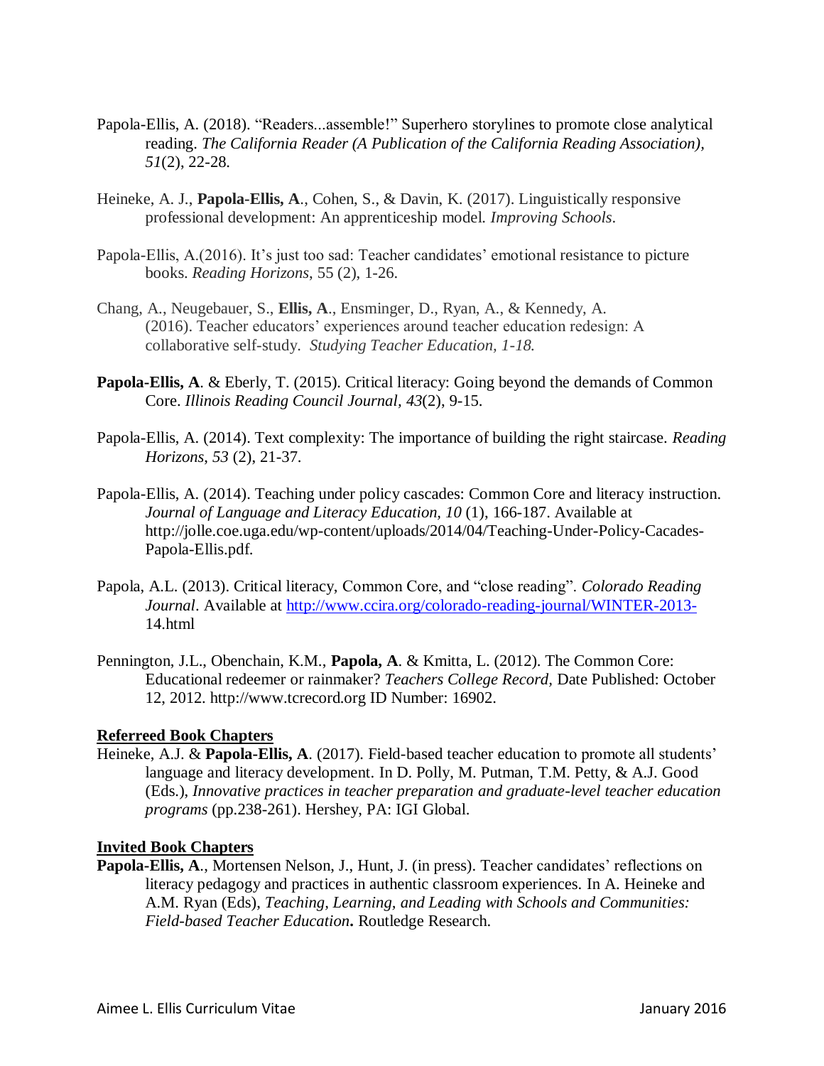Papola-Ellis, A. (2018). "Readers...assemble!" Superhero storylines to promote close analytical reading. *The California Reader (A Publication of the California Reading Association), 51*(2), 22-28.

Heineke, A. J., **Papola-Ellis, A**., Cohen, S., & Davin, K. (2017). Linguistically responsive professional development: An apprenticeship model. *Improving Schools*.

Papola-Ellis, A.(2016). It's just too sad: Teacher candidates' emotional resistance to picture books. *Reading Horizons*, 55 (2), 1-26.

Chang, A., Neugebauer, S., **Ellis, A**., Ensminger, D., Ryan, A., & Kennedy, A. (2016). Teacher educators' experiences around teacher education redesign: A collaborative self-study. *Studying Teacher Education, 1-18.*

**Papola-Ellis, A**. & Eberly, T. (2015). Critical literacy: Going beyond the demands of Common Core. *Illinois Reading Council Journal, 43*(2), 9-15.

Papola-Ellis, A. (2014). Text complexity: The importance of building the right staircase. *Reading Horizons*, *53* (2), 21-37.

Papola-Ellis, A. (2014). Teaching under policy cascades: Common Core and literacy instruction. *Journal of Language and Literacy Education, 10* (1), 166-187. Available at http://jolle.coe.uga.edu/wp-content/uploads/2014/04/Teaching-Under-Policy-Cacades-Papola-Ellis.pdf.

Papola, A.L. (2013). Critical literacy, Common Core, and "close reading". *Colorado Reading Journal*. Available at http://www.ccira.org/colorado-reading-journal/WINTER-2013-14.html

Pennington, J.L., Obenchain, K.M., **Papola, A**. & Kmitta, L. (2012). The Common Core: Educational redeemer or rainmaker? *Teachers College Record*, Date Published: October 12, 2012. http://www.tcrecord.org ID Number: 16902.

**<u>Referreed Book Chapters</u>**

Heineke, A.J. & **Papola-Ellis, A**. (2017). Field-based teacher education to promote all students' language and literacy development. In D. Polly, M. Putman, T.M. Petty, & A.J. Good (Eds.), *Innovative practices in teacher preparation and graduate-level teacher education programs* (pp.238-261). Hershey, PA: IGI Global.

**<u>Invited Book Chapters</u>**

**Papola-Ellis, A**., Mortensen Nelson, J., Hunt, J. (in press). Teacher candidates' reflections on literacy pedagogy and practices in authentic classroom experiences. In A. Heineke and A.M. Ryan (Eds), *Teaching, Learning, and Leading with Schools and Communities: Field-based Teacher Education***.** Routledge Research.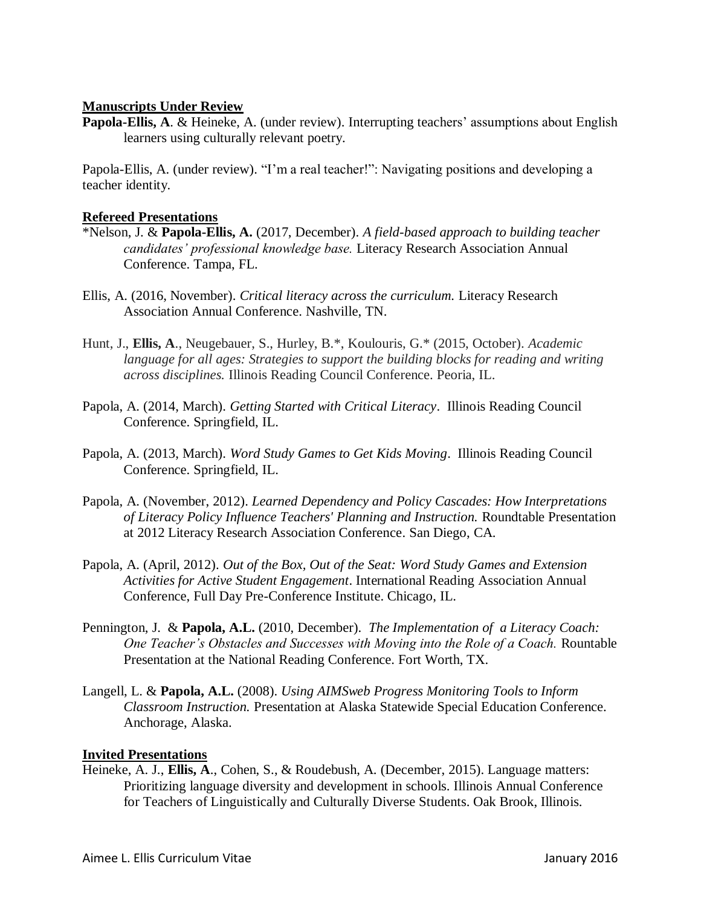## Manuscripts Under Review

**Papola-Ellis, A**. & Heineke, A. (under review). Interrupting teachers' assumptions about English learners using culturally relevant poetry.

Papola-Ellis, A. (under review). "I'm a real teacher!": Navigating positions and developing a teacher identity.

## Refereed Presentations

*Nelson, J. & **Papola-Ellis, A.** (2017, December). *A field-based approach to building teacher candidates' professional knowledge base.* Literacy Research Association Annual Conference. Tampa, FL.

Ellis, A. (2016, November). *Critical literacy across the curriculum.* Literacy Research Association Annual Conference. Nashville, TN.

Hunt, J., **Ellis, A**., Neugebauer, S., Hurley, B.*, Koulouris, G.* (2015, October). *Academic language for all ages: Strategies to support the building blocks for reading and writing across disciplines.* Illinois Reading Council Conference. Peoria, IL.

Papola, A. (2014, March). *Getting Started with Critical Literacy*. Illinois Reading Council Conference. Springfield, IL.

Papola, A. (2013, March). *Word Study Games to Get Kids Moving*. Illinois Reading Council Conference. Springfield, IL.

Papola, A. (November, 2012). *Learned Dependency and Policy Cascades: How Interpretations of Literacy Policy Influence Teachers' Planning and Instruction.* Roundtable Presentation at 2012 Literacy Research Association Conference. San Diego, CA.

Papola, A. (April, 2012). *Out of the Box, Out of the Seat: Word Study Games and Extension Activities for Active Student Engagement*. International Reading Association Annual Conference, Full Day Pre-Conference Institute. Chicago, IL.

Pennington, J. & **Papola, A.L.** (2010, December). *The Implementation of a Literacy Coach: One Teacher's Obstacles and Successes with Moving into the Role of a Coach.* Rountable Presentation at the National Reading Conference. Fort Worth, TX.

Langell, L. & **Papola, A.L.** (2008). *Using AIMSweb Progress Monitoring Tools to Inform Classroom Instruction.* Presentation at Alaska Statewide Special Education Conference. Anchorage, Alaska.

## Invited Presentations

Heineke, A. J., **Ellis, A**., Cohen, S., & Roudebush, A. (December, 2015). Language matters: Prioritizing language diversity and development in schools. Illinois Annual Conference for Teachers of Linguistically and Culturally Diverse Students. Oak Brook, Illinois.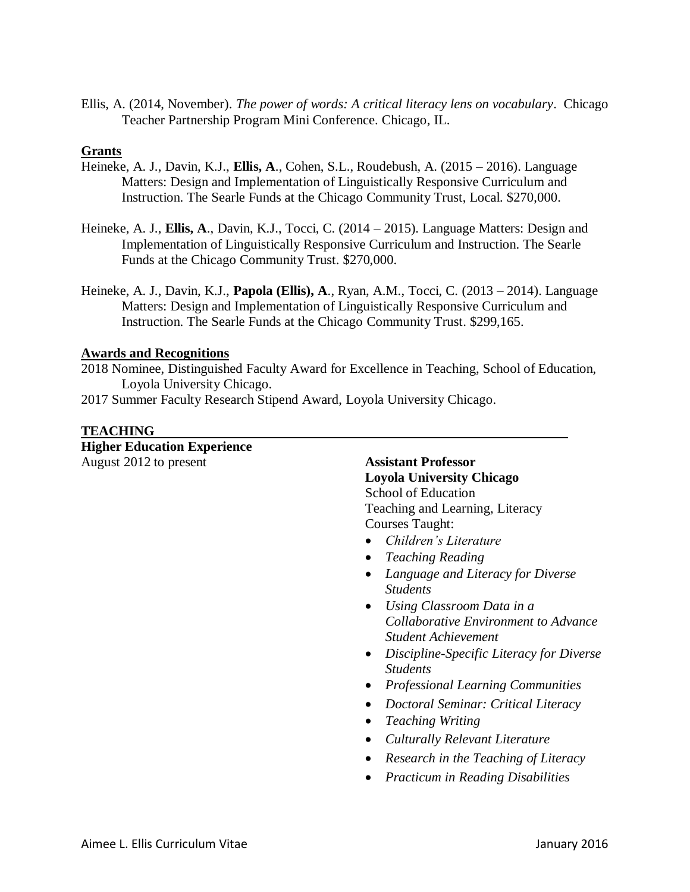Ellis, A. (2014, November). *The power of words: A critical literacy lens on vocabulary*. Chicago Teacher Partnership Program Mini Conference. Chicago, IL.

### Grants

Heineke, A. J., Davin, K.J., **Ellis, A**., Cohen, S.L., Roudebush, A. (2015 – 2016). Language Matters: Design and Implementation of Linguistically Responsive Curriculum and Instruction. The Searle Funds at the Chicago Community Trust, Local. $270,000.

Heineke, A. J., **Ellis, A**., Davin, K.J., Tocci, C. (2014 – 2015). Language Matters: Design and Implementation of Linguistically Responsive Curriculum and Instruction. The Searle Funds at the Chicago Community Trust. $270,000.

Heineke, A. J., Davin, K.J., **Papola (Ellis), A**., Ryan, A.M., Tocci, C. (2013 – 2014). Language Matters: Design and Implementation of Linguistically Responsive Curriculum and Instruction. The Searle Funds at the Chicago Community Trust. $299,165.

### Awards and Recognitions

2018 Nominee, Distinguished Faculty Award for Excellence in Teaching, School of Education, Loyola University Chicago.

2017 Summer Faculty Research Stipend Award, Loyola University Chicago.

## TEACHING

### Higher Education Experience

August 2012 to present

**Assistant Professor**
**Loyola University Chicago**
School of Education
Teaching and Learning, Literacy
Courses Taught:

- *Children's Literature*
- *Teaching Reading*
- *Language and Literacy for Diverse Students*
- *Using Classroom Data in a Collaborative Environment to Advance Student Achievement*
- *Discipline-Specific Literacy for Diverse Students*
- *Professional Learning Communities*
- *Doctoral Seminar: Critical Literacy*
- *Teaching Writing*
- *Culturally Relevant Literature*
- *Research in the Teaching of Literacy*
- *Practicum in Reading Disabilities*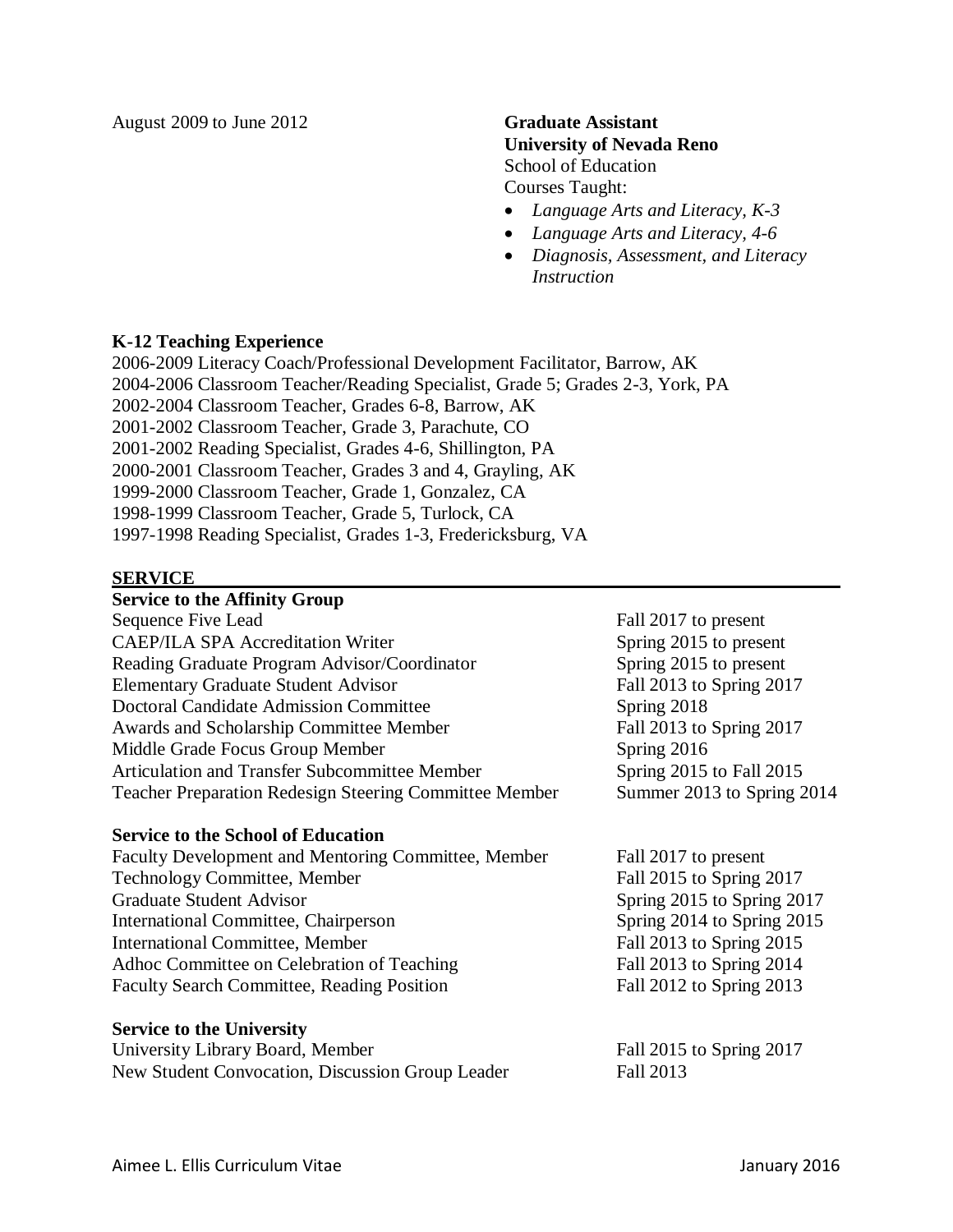August 2009 to June 2012

**Graduate Assistant**
**University of Nevada Reno**
School of Education
Courses Taught:

- *Language Arts and Literacy, K-3*
- *Language Arts and Literacy, 4-6*
- *Diagnosis, Assessment, and Literacy Instruction*

**K-12 Teaching Experience**

2006-2009 Literacy Coach/Professional Development Facilitator, Barrow, AK
2004-2006 Classroom Teacher/Reading Specialist, Grade 5; Grades 2-3, York, PA
2002-2004 Classroom Teacher, Grades 6-8, Barrow, AK
2001-2002 Classroom Teacher, Grade 3, Parachute, CO
2001-2002 Reading Specialist, Grades 4-6, Shillington, PA
2000-2001 Classroom Teacher, Grades 3 and 4, Grayling, AK
1999-2000 Classroom Teacher, Grade 1, Gonzalez, CA
1998-1999 Classroom Teacher, Grade 5, Turlock, CA
1997-1998 Reading Specialist, Grades 1-3, Fredericksburg, VA

## SERVICE

**Service to the Affinity Group**

| | |
|---|---|
| Sequence Five Lead | Fall 2017 to present |
| CAEP/ILA SPA Accreditation Writer | Spring 2015 to present |
| Reading Graduate Program Advisor/Coordinator | Spring 2015 to present |
| Elementary Graduate Student Advisor | Fall 2013 to Spring 2017 |
| Doctoral Candidate Admission Committee | Spring 2018 |
| Awards and Scholarship Committee Member | Fall 2013 to Spring 2017 |
| Middle Grade Focus Group Member | Spring 2016 |
| Articulation and Transfer Subcommittee Member | Spring 2015 to Fall 2015 |
| Teacher Preparation Redesign Steering Committee Member | Summer 2013 to Spring 2014 |

**Service to the School of Education**

| | |
|---|---|
| Faculty Development and Mentoring Committee, Member | Fall 2017 to present |
| Technology Committee, Member | Fall 2015 to Spring 2017 |
| Graduate Student Advisor | Spring 2015 to Spring 2017 |
| International Committee, Chairperson | Spring 2014 to Spring 2015 |
| International Committee, Member | Fall 2013 to Spring 2015 |
| Adhoc Committee on Celebration of Teaching | Fall 2013 to Spring 2014 |
| Faculty Search Committee, Reading Position | Fall 2012 to Spring 2013 |

**Service to the University**

| | |
|---|---|
| University Library Board, Member | Fall 2015 to Spring 2017 |
| New Student Convocation, Discussion Group Leader | Fall 2013 |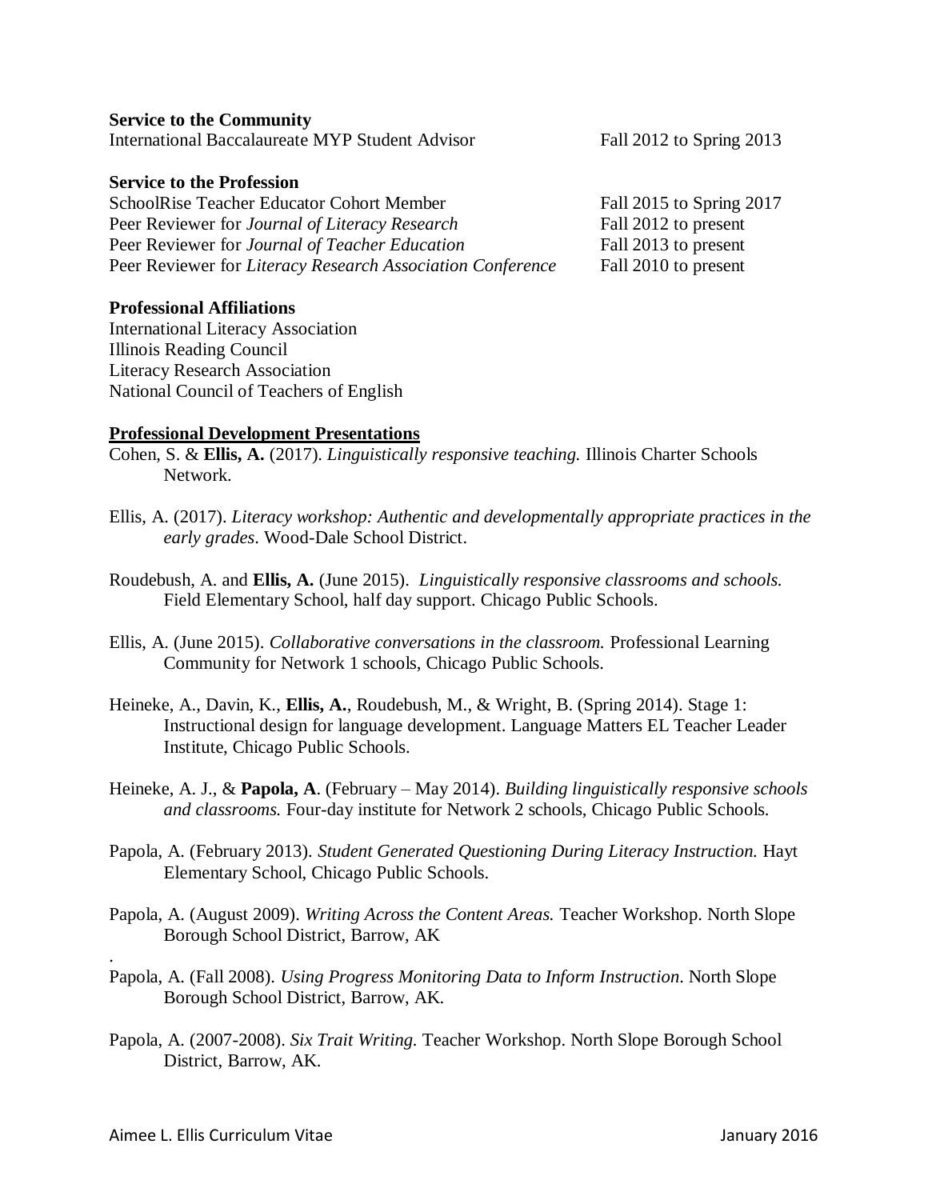**Service to the Community**

International Baccalaureate MYP Student Advisor Fall 2012 to Spring 2013

**Service to the Profession**

SchoolRise Teacher Educator Cohort Member Fall 2015 to Spring 2017
Peer Reviewer for *Journal of Literacy Research* Fall 2012 to present
Peer Reviewer for *Journal of Teacher Education* Fall 2013 to present
Peer Reviewer for *Literacy Research Association Conference* Fall 2010 to present

**Professional Affiliations**

International Literacy Association
Illinois Reading Council
Literacy Research Association
National Council of Teachers of English

**Professional Development Presentations**

Cohen, S. & **Ellis, A.** (2017). *Linguistically responsive teaching.* Illinois Charter Schools Network.

Ellis, A. (2017). *Literacy workshop: Authentic and developmentally appropriate practices in the early grades*. Wood-Dale School District.

Roudebush, A. and **Ellis, A.** (June 2015). *Linguistically responsive classrooms and schools.* Field Elementary School, half day support. Chicago Public Schools.

Ellis, A. (June 2015). *Collaborative conversations in the classroom.* Professional Learning Community for Network 1 schools, Chicago Public Schools.

Heineke, A., Davin, K., **Ellis, A.**, Roudebush, M., & Wright, B. (Spring 2014). Stage 1: Instructional design for language development. Language Matters EL Teacher Leader Institute, Chicago Public Schools.

Heineke, A. J., & **Papola, A**. (February – May 2014). *Building linguistically responsive schools and classrooms.* Four-day institute for Network 2 schools, Chicago Public Schools.

Papola, A. (February 2013). *Student Generated Questioning During Literacy Instruction.* Hayt Elementary School, Chicago Public Schools.

Papola, A. (August 2009). *Writing Across the Content Areas.* Teacher Workshop. North Slope Borough School District, Barrow, AK

Papola, A. (Fall 2008). *Using Progress Monitoring Data to Inform Instruction*. North Slope Borough School District, Barrow, AK.

Papola, A. (2007-2008). *Six Trait Writing.* Teacher Workshop. North Slope Borough School District, Barrow, AK.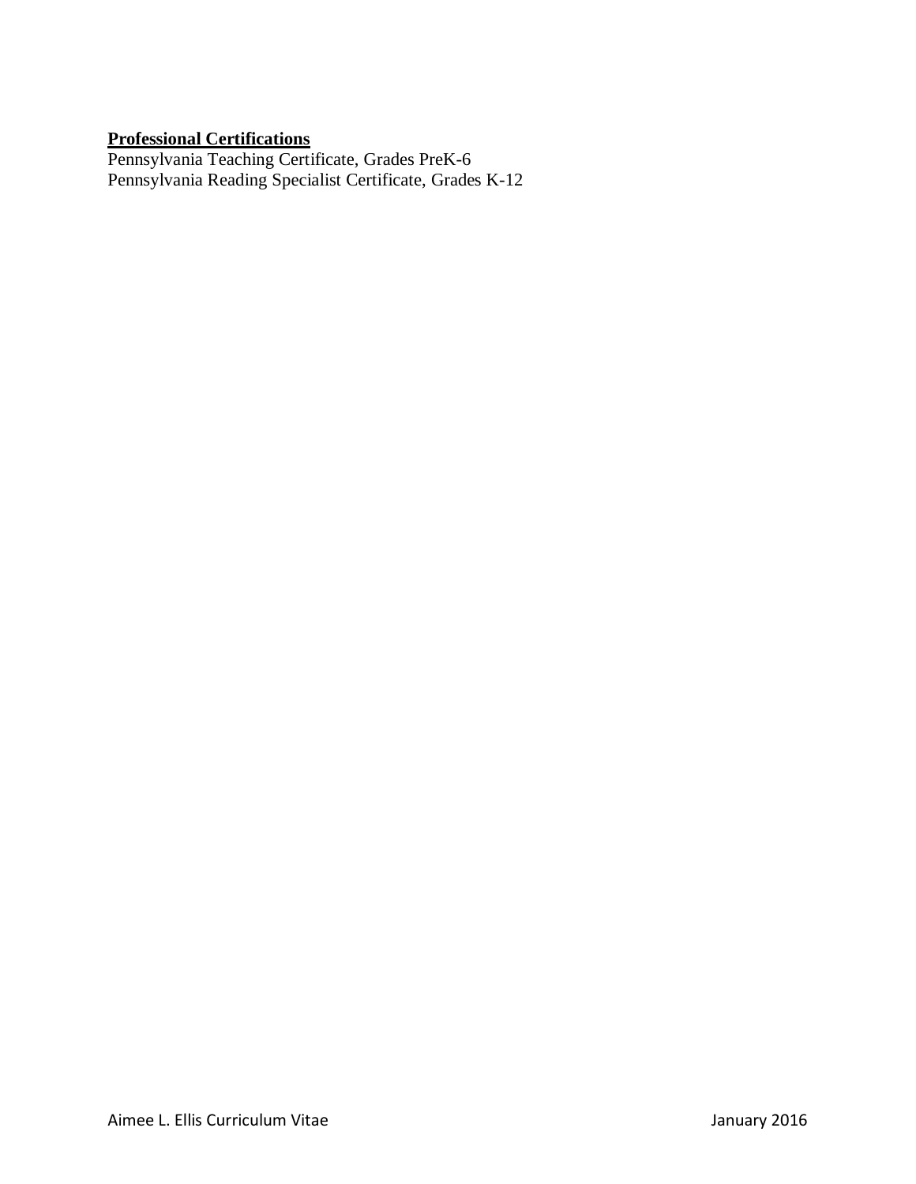**Professional Certifications**

Pennsylvania Teaching Certificate, Grades PreK-6
Pennsylvania Reading Specialist Certificate, Grades K-12